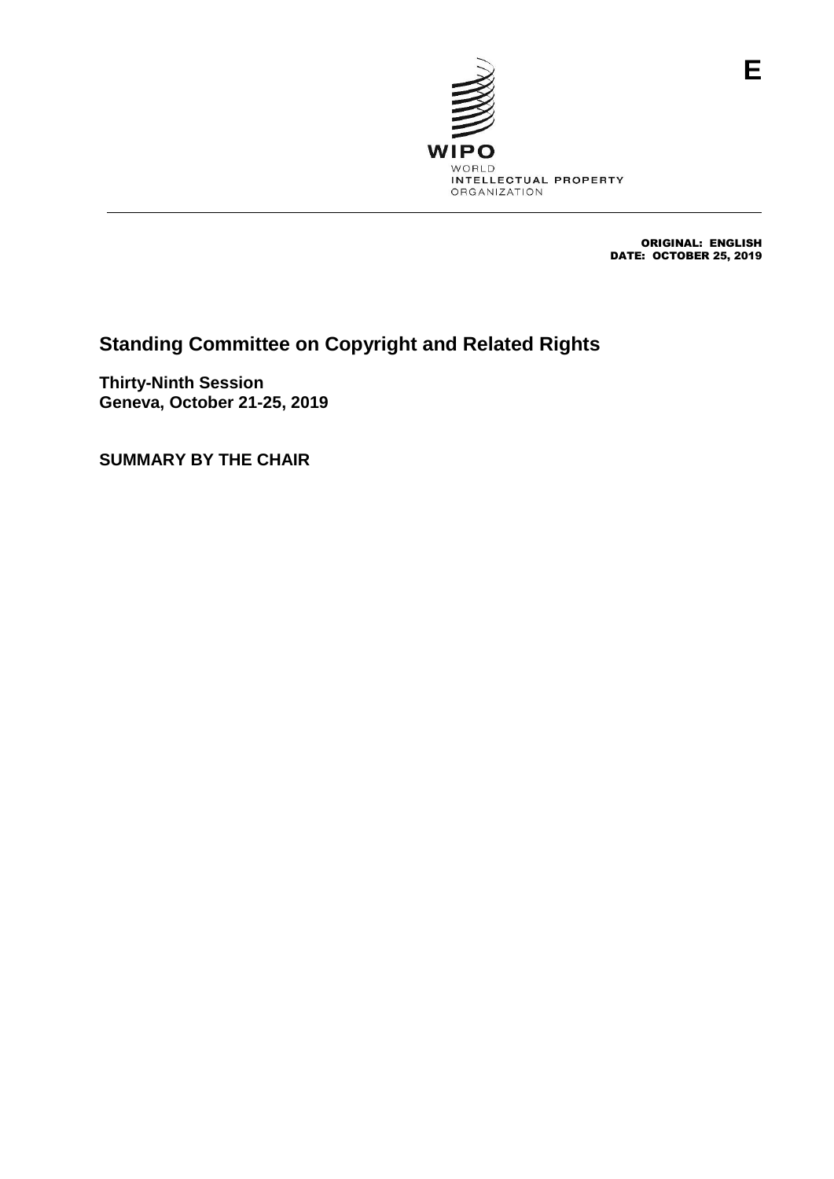E

WIPO
WORLD
INTELLECTUAL PROPERTY
ORGANIZATION

ORIGINAL: ENGLISH
DATE: OCTOBER 25, 2019

# Standing Committee on Copyright and Related Rights

**Thirty-Ninth Session**
**Geneva, October 21-25, 2019**

**SUMMARY BY THE CHAIR**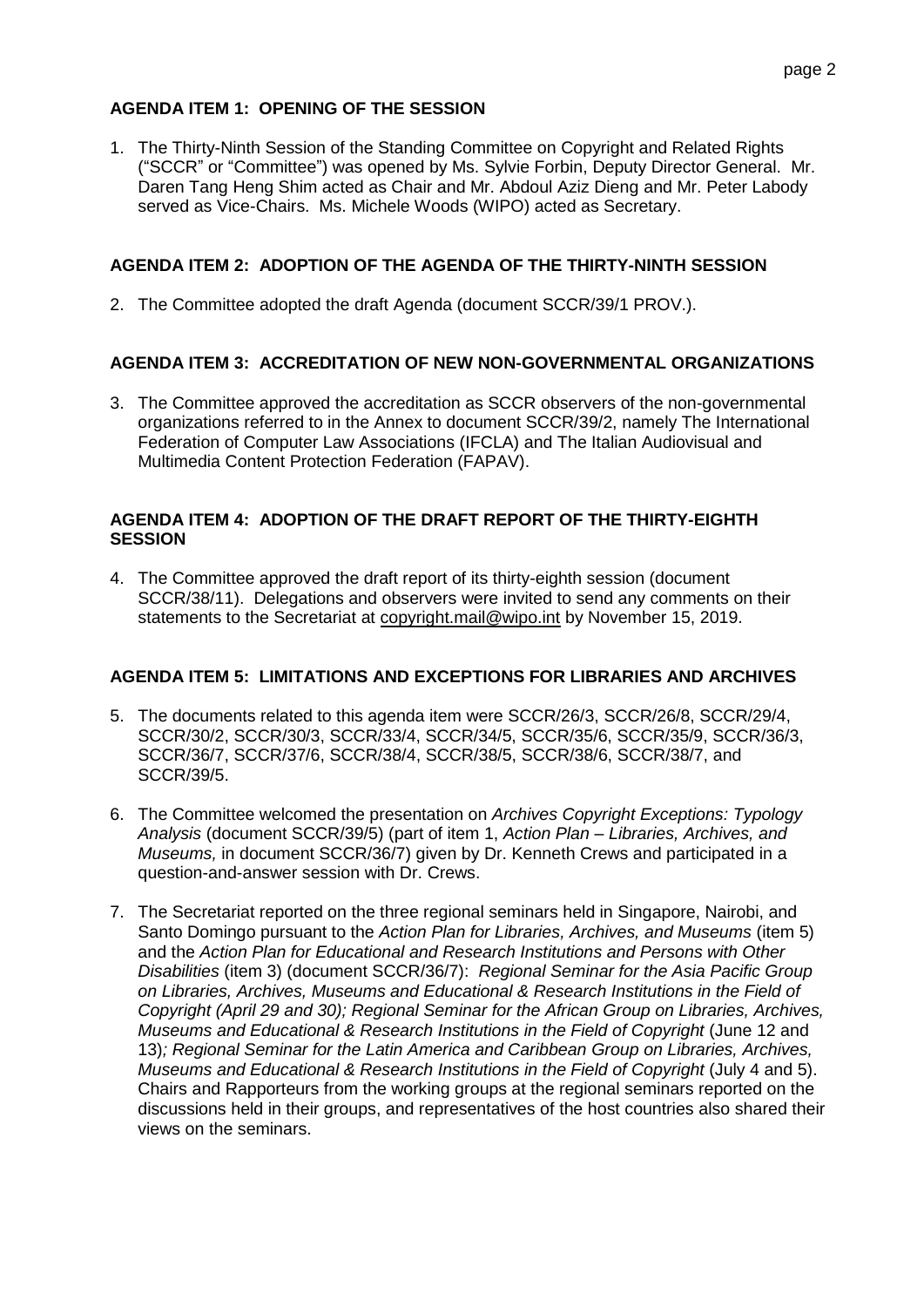**AGENDA ITEM 1: OPENING OF THE SESSION**

1. The Thirty-Ninth Session of the Standing Committee on Copyright and Related Rights ("SCCR" or "Committee") was opened by Ms. Sylvie Forbin, Deputy Director General. Mr. Daren Tang Heng Shim acted as Chair and Mr. Abdoul Aziz Dieng and Mr. Peter Labody served as Vice-Chairs. Ms. Michele Woods (WIPO) acted as Secretary.

**AGENDA ITEM 2: ADOPTION OF THE AGENDA OF THE THIRTY-NINTH SESSION**

2. The Committee adopted the draft Agenda (document SCCR/39/1 PROV.).

**AGENDA ITEM 3: ACCREDITATION OF NEW NON-GOVERNMENTAL ORGANIZATIONS**

3. The Committee approved the accreditation as SCCR observers of the non-governmental organizations referred to in the Annex to document SCCR/39/2, namely The International Federation of Computer Law Associations (IFCLA) and The Italian Audiovisual and Multimedia Content Protection Federation (FAPAV).

**AGENDA ITEM 4: ADOPTION OF THE DRAFT REPORT OF THE THIRTY-EIGHTH SESSION**

4. The Committee approved the draft report of its thirty-eighth session (document SCCR/38/11). Delegations and observers were invited to send any comments on their statements to the Secretariat at copyright.mail@wipo.int by November 15, 2019.

**AGENDA ITEM 5: LIMITATIONS AND EXCEPTIONS FOR LIBRARIES AND ARCHIVES**

5. The documents related to this agenda item were SCCR/26/3, SCCR/26/8, SCCR/29/4, SCCR/30/2, SCCR/30/3, SCCR/33/4, SCCR/34/5, SCCR/35/6, SCCR/35/9, SCCR/36/3, SCCR/36/7, SCCR/37/6, SCCR/38/4, SCCR/38/5, SCCR/38/6, SCCR/38/7, and SCCR/39/5.

6. The Committee welcomed the presentation on *Archives Copyright Exceptions: Typology Analysis* (document SCCR/39/5) (part of item 1, *Action Plan – Libraries, Archives, and Museums,* in document SCCR/36/7) given by Dr. Kenneth Crews and participated in a question-and-answer session with Dr. Crews.

7. The Secretariat reported on the three regional seminars held in Singapore, Nairobi, and Santo Domingo pursuant to the *Action Plan for Libraries, Archives, and Museums* (item 5) and the *Action Plan for Educational and Research Institutions and Persons with Other Disabilities* (item 3) (document SCCR/36/7): *Regional Seminar for the Asia Pacific Group on Libraries, Archives, Museums and Educational & Research Institutions in the Field of Copyright (April 29 and 30); Regional Seminar for the African Group on Libraries, Archives, Museums and Educational & Research Institutions in the Field of Copyright* (June 12 and 13)*; Regional Seminar for the Latin America and Caribbean Group on Libraries, Archives, Museums and Educational & Research Institutions in the Field of Copyright* (July 4 and 5). Chairs and Rapporteurs from the working groups at the regional seminars reported on the discussions held in their groups, and representatives of the host countries also shared their views on the seminars.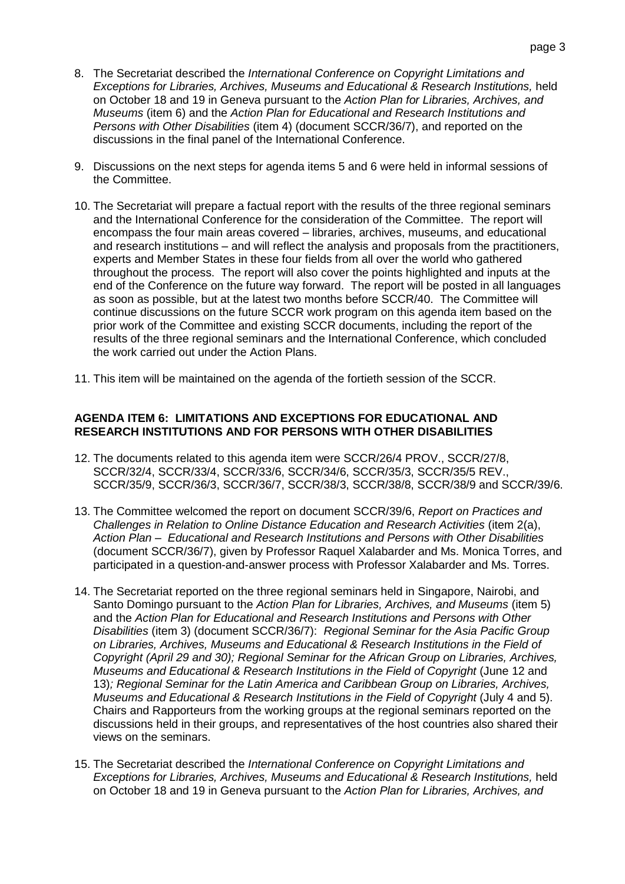8. The Secretariat described the *International Conference on Copyright Limitations and Exceptions for Libraries, Archives, Museums and Educational & Research Institutions,* held on October 18 and 19 in Geneva pursuant to the *Action Plan for Libraries, Archives, and Museums* (item 6) and the *Action Plan for Educational and Research Institutions and Persons with Other Disabilities* (item 4) (document SCCR/36/7), and reported on the discussions in the final panel of the International Conference.

9. Discussions on the next steps for agenda items 5 and 6 were held in informal sessions of the Committee.

10. The Secretariat will prepare a factual report with the results of the three regional seminars and the International Conference for the consideration of the Committee. The report will encompass the four main areas covered – libraries, archives, museums, and educational and research institutions – and will reflect the analysis and proposals from the practitioners, experts and Member States in these four fields from all over the world who gathered throughout the process. The report will also cover the points highlighted and inputs at the end of the Conference on the future way forward. The report will be posted in all languages as soon as possible, but at the latest two months before SCCR/40. The Committee will continue discussions on the future SCCR work program on this agenda item based on the prior work of the Committee and existing SCCR documents, including the report of the results of the three regional seminars and the International Conference, which concluded the work carried out under the Action Plans.

11. This item will be maintained on the agenda of the fortieth session of the SCCR.

**AGENDA ITEM 6: LIMITATIONS AND EXCEPTIONS FOR EDUCATIONAL AND RESEARCH INSTITUTIONS AND FOR PERSONS WITH OTHER DISABILITIES**

12. The documents related to this agenda item were SCCR/26/4 PROV., SCCR/27/8, SCCR/32/4, SCCR/33/4, SCCR/33/6, SCCR/34/6, SCCR/35/3, SCCR/35/5 REV., SCCR/35/9, SCCR/36/3, SCCR/36/7, SCCR/38/3, SCCR/38/8, SCCR/38/9 and SCCR/39/6.

13. The Committee welcomed the report on document SCCR/39/6, *Report on Practices and Challenges in Relation to Online Distance Education and Research Activities* (item 2(a), *Action Plan – Educational and Research Institutions and Persons with Other Disabilities* (document SCCR/36/7), given by Professor Raquel Xalabarder and Ms. Monica Torres, and participated in a question-and-answer process with Professor Xalabarder and Ms. Torres.

14. The Secretariat reported on the three regional seminars held in Singapore, Nairobi, and Santo Domingo pursuant to the *Action Plan for Libraries, Archives, and Museums* (item 5) and the *Action Plan for Educational and Research Institutions and Persons with Other Disabilities* (item 3) (document SCCR/36/7): *Regional Seminar for the Asia Pacific Group on Libraries, Archives, Museums and Educational & Research Institutions in the Field of Copyright (April 29 and 30); Regional Seminar for the African Group on Libraries, Archives, Museums and Educational & Research Institutions in the Field of Copyright* (June 12 and 13)*; Regional Seminar for the Latin America and Caribbean Group on Libraries, Archives, Museums and Educational & Research Institutions in the Field of Copyright* (July 4 and 5). Chairs and Rapporteurs from the working groups at the regional seminars reported on the discussions held in their groups, and representatives of the host countries also shared their views on the seminars.

15. The Secretariat described the *International Conference on Copyright Limitations and Exceptions for Libraries, Archives, Museums and Educational & Research Institutions,* held on October 18 and 19 in Geneva pursuant to the *Action Plan for Libraries, Archives, and*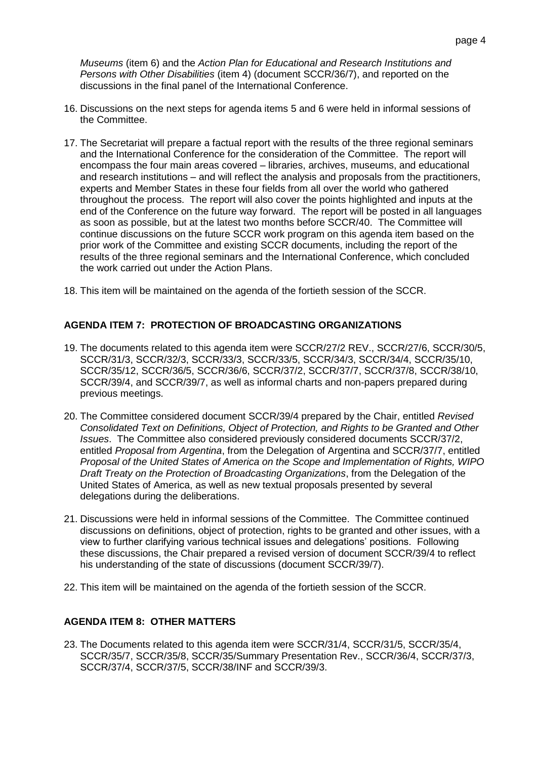*Museums* (item 6) and the *Action Plan for Educational and Research Institutions and Persons with Other Disabilities* (item 4) (document SCCR/36/7), and reported on the discussions in the final panel of the International Conference.

16. Discussions on the next steps for agenda items 5 and 6 were held in informal sessions of the Committee.

17. The Secretariat will prepare a factual report with the results of the three regional seminars and the International Conference for the consideration of the Committee. The report will encompass the four main areas covered – libraries, archives, museums, and educational and research institutions – and will reflect the analysis and proposals from the practitioners, experts and Member States in these four fields from all over the world who gathered throughout the process. The report will also cover the points highlighted and inputs at the end of the Conference on the future way forward. The report will be posted in all languages as soon as possible, but at the latest two months before SCCR/40. The Committee will continue discussions on the future SCCR work program on this agenda item based on the prior work of the Committee and existing SCCR documents, including the report of the results of the three regional seminars and the International Conference, which concluded the work carried out under the Action Plans.

18. This item will be maintained on the agenda of the fortieth session of the SCCR.

## AGENDA ITEM 7: PROTECTION OF BROADCASTING ORGANIZATIONS

19. The documents related to this agenda item were SCCR/27/2 REV., SCCR/27/6, SCCR/30/5, SCCR/31/3, SCCR/32/3, SCCR/33/3, SCCR/33/5, SCCR/34/3, SCCR/34/4, SCCR/35/10, SCCR/35/12, SCCR/36/5, SCCR/36/6, SCCR/37/2, SCCR/37/7, SCCR/37/8, SCCR/38/10, SCCR/39/4, and SCCR/39/7, as well as informal charts and non-papers prepared during previous meetings.

20. The Committee considered document SCCR/39/4 prepared by the Chair, entitled *Revised Consolidated Text on Definitions, Object of Protection, and Rights to be Granted and Other Issues*. The Committee also considered previously considered documents SCCR/37/2, entitled *Proposal from Argentina*, from the Delegation of Argentina and SCCR/37/7, entitled *Proposal of the United States of America on the Scope and Implementation of Rights, WIPO Draft Treaty on the Protection of Broadcasting Organizations*, from the Delegation of the United States of America, as well as new textual proposals presented by several delegations during the deliberations.

21. Discussions were held in informal sessions of the Committee. The Committee continued discussions on definitions, object of protection, rights to be granted and other issues, with a view to further clarifying various technical issues and delegations' positions. Following these discussions, the Chair prepared a revised version of document SCCR/39/4 to reflect his understanding of the state of discussions (document SCCR/39/7).

22. This item will be maintained on the agenda of the fortieth session of the SCCR.

## AGENDA ITEM 8: OTHER MATTERS

23. The Documents related to this agenda item were SCCR/31/4, SCCR/31/5, SCCR/35/4, SCCR/35/7, SCCR/35/8, SCCR/35/Summary Presentation Rev., SCCR/36/4, SCCR/37/3, SCCR/37/4, SCCR/37/5, SCCR/38/INF and SCCR/39/3.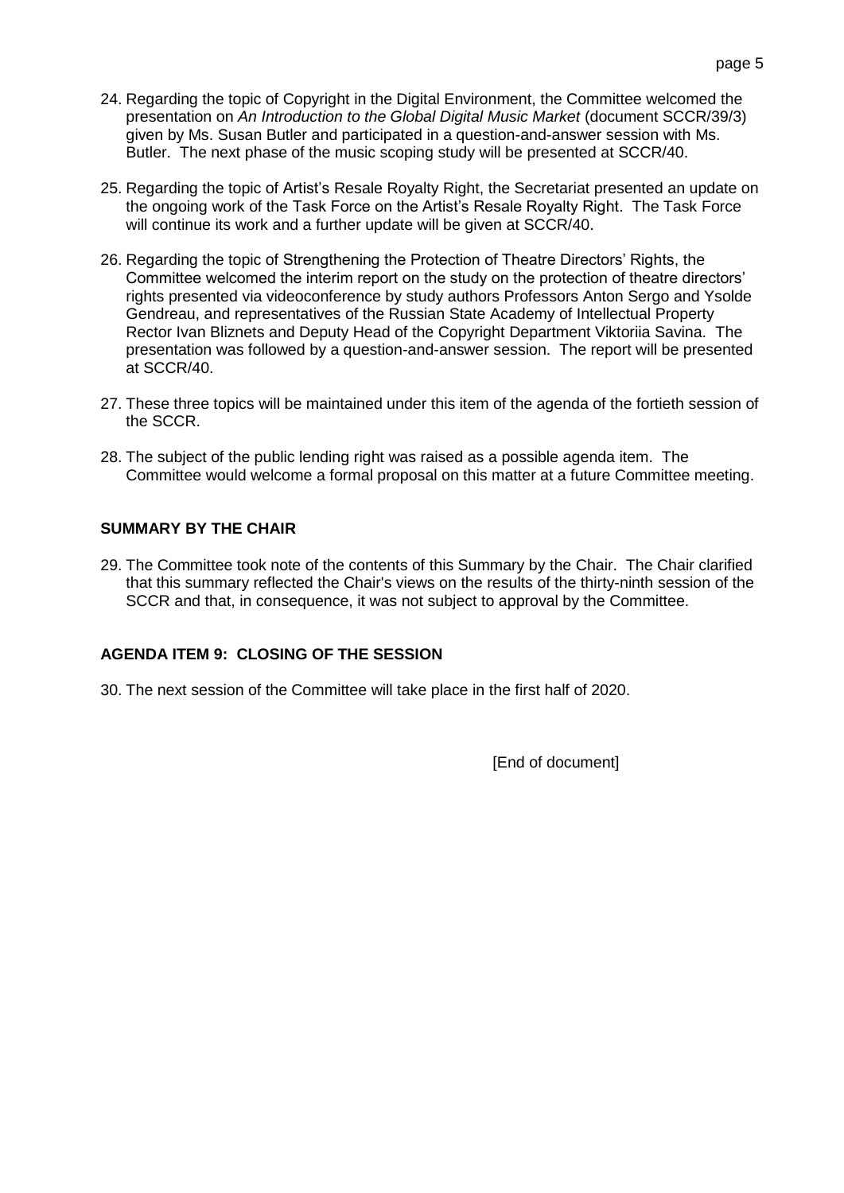24. Regarding the topic of Copyright in the Digital Environment, the Committee welcomed the presentation on *An Introduction to the Global Digital Music Market* (document SCCR/39/3) given by Ms. Susan Butler and participated in a question-and-answer session with Ms. Butler. The next phase of the music scoping study will be presented at SCCR/40.

25. Regarding the topic of Artist's Resale Royalty Right, the Secretariat presented an update on the ongoing work of the Task Force on the Artist's Resale Royalty Right. The Task Force will continue its work and a further update will be given at SCCR/40.

26. Regarding the topic of Strengthening the Protection of Theatre Directors' Rights, the Committee welcomed the interim report on the study on the protection of theatre directors' rights presented via videoconference by study authors Professors Anton Sergo and Ysolde Gendreau, and representatives of the Russian State Academy of Intellectual Property Rector Ivan Bliznets and Deputy Head of the Copyright Department Viktoriia Savina. The presentation was followed by a question-and-answer session. The report will be presented at SCCR/40.

27. These three topics will be maintained under this item of the agenda of the fortieth session of the SCCR.

28. The subject of the public lending right was raised as a possible agenda item. The Committee would welcome a formal proposal on this matter at a future Committee meeting.

## SUMMARY BY THE CHAIR

29. The Committee took note of the contents of this Summary by the Chair. The Chair clarified that this summary reflected the Chair's views on the results of the thirty-ninth session of the SCCR and that, in consequence, it was not subject to approval by the Committee.

## AGENDA ITEM 9: CLOSING OF THE SESSION

30. The next session of the Committee will take place in the first half of 2020.

[End of document]